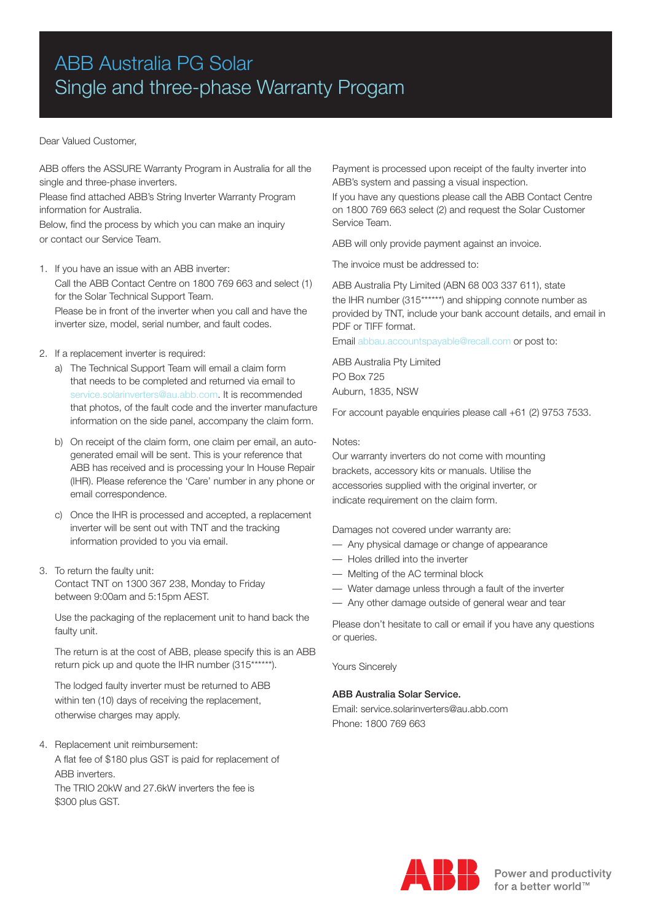# ABB Australia PG Solar
# Single and three-phase Warranty Progam

Dear Valued Customer,

ABB offers the ASSURE Warranty Program in Australia for all the single and three-phase inverters.
Please find attached ABB's String Inverter Warranty Program information for Australia.
Below, find the process by which you can make an inquiry or contact our Service Team.

1. If you have an issue with an ABB inverter:
   Call the ABB Contact Centre on 1800 769 663 and select (1) for the Solar Technical Support Team.
   Please be in front of the inverter when you call and have the inverter size, model, serial number, and fault codes.

2. If a replacement inverter is required:
   a) The Technical Support Team will email a claim form that needs to be completed and returned via email to service.solarinverters@au.abb.com. It is recommended that photos, of the fault code and the inverter manufacture information on the side panel, accompany the claim form.
   b) On receipt of the claim form, one claim per email, an auto-generated email will be sent. This is your reference that ABB has received and is processing your In House Repair (IHR). Please reference the 'Care' number in any phone or email correspondence.
   c) Once the IHR is processed and accepted, a replacement inverter will be sent out with TNT and the tracking information provided to you via email.

3. To return the faulty unit:
   Contact TNT on 1300 367 238, Monday to Friday between 9:00am and 5:15pm AEST.

   Use the packaging of the replacement unit to hand back the faulty unit.

   The return is at the cost of ABB, please specify this is an ABB return pick up and quote the IHR number (315******).

   The lodged faulty inverter must be returned to ABB within ten (10) days of receiving the replacement, otherwise charges may apply.

4. Replacement unit reimbursement:
   A flat fee of $180 plus GST is paid for replacement of ABB inverters.
   The TRIO 20kW and 27.6kW inverters the fee is $300 plus GST.

Payment is processed upon receipt of the faulty inverter into ABB's system and passing a visual inspection.
If you have any questions please call the ABB Contact Centre on 1800 769 663 select (2) and request the Solar Customer Service Team.

ABB will only provide payment against an invoice.

The invoice must be addressed to:

ABB Australia Pty Limited (ABN 68 003 337 611), state the IHR number (315******) and shipping connote number as provided by TNT, include your bank account details, and email in PDF or TIFF format.
Email abbau.accountspayable@recall.com or post to:

ABB Australia Pty Limited
PO Box 725
Auburn, 1835, NSW

For account payable enquiries please call +61 (2) 9753 7533.

Notes:
Our warranty inverters do not come with mounting brackets, accessory kits or manuals. Utilise the accessories supplied with the original inverter, or indicate requirement on the claim form.

Damages not covered under warranty are:
- Any physical damage or change of appearance
- Holes drilled into the inverter
- Melting of the AC terminal block
- Water damage unless through a fault of the inverter
- Any other damage outside of general wear and tear

Please don't hesitate to call or email if you have any questions or queries.

Yours Sincerely

**ABB Australia Solar Service.**
Email: service.solarinverters@au.abb.com
Phone: 1800 769 663

Power and productivity for a better world™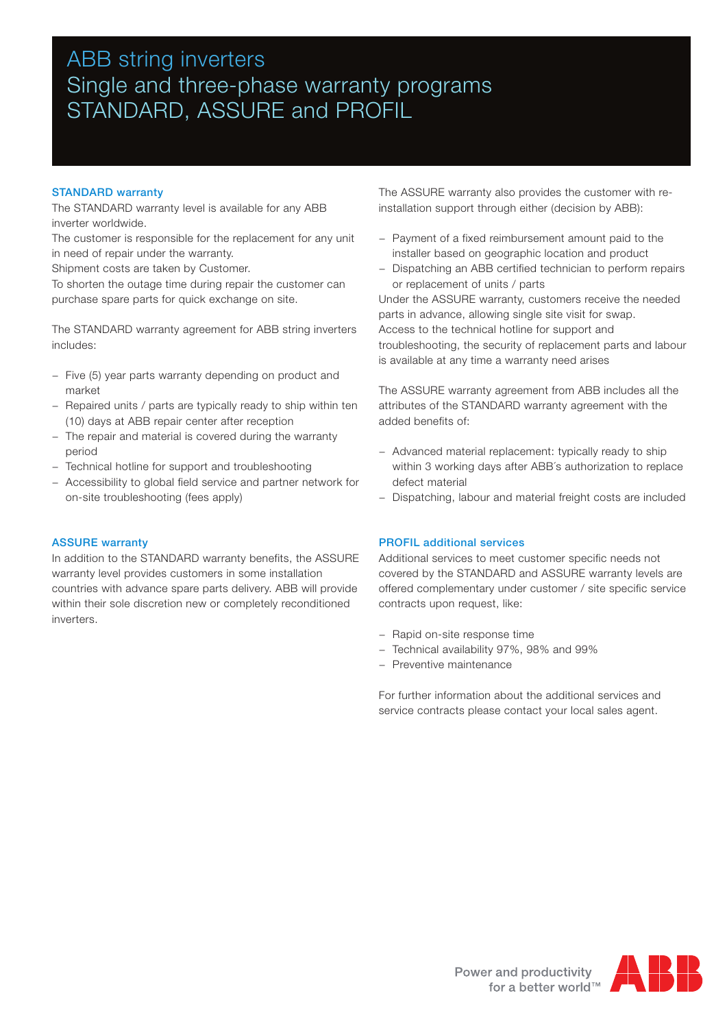# ABB string inverters
# Single and three-phase warranty programs STANDARD, ASSURE and PROFIL

### STANDARD warranty

The STANDARD warranty level is available for any ABB inverter worldwide.
The customer is responsible for the replacement for any unit in need of repair under the warranty.
Shipment costs are taken by Customer.
To shorten the outage time during repair the customer can purchase spare parts for quick exchange on site.

The STANDARD warranty agreement for ABB string inverters includes:

- Five (5) year parts warranty depending on product and market
- Repaired units / parts are typically ready to ship within ten (10) days at ABB repair center after reception
- The repair and material is covered during the warranty period
- Technical hotline for support and troubleshooting
- Accessibility to global field service and partner network for on-site troubleshooting (fees apply)

### ASSURE warranty

In addition to the STANDARD warranty benefits, the ASSURE warranty level provides customers in some installation countries with advance spare parts delivery. ABB will provide within their sole discretion new or completely reconditioned inverters.

The ASSURE warranty also provides the customer with re-installation support through either (decision by ABB):

- Payment of a fixed reimbursement amount paid to the installer based on geographic location and product
- Dispatching an ABB certified technician to perform repairs or replacement of units / parts

Under the ASSURE warranty, customers receive the needed parts in advance, allowing single site visit for swap.
Access to the technical hotline for support and troubleshooting, the security of replacement parts and labour is available at any time a warranty need arises

The ASSURE warranty agreement from ABB includes all the attributes of the STANDARD warranty agreement with the added benefits of:

- Advanced material replacement: typically ready to ship within 3 working days after ABB´s authorization to replace defect material
- Dispatching, labour and material freight costs are included

### PROFIL additional services

Additional services to meet customer specific needs not covered by the STANDARD and ASSURE warranty levels are offered complementary under customer / site specific service contracts upon request, like:

- Rapid on-site response time
- Technical availability 97%, 98% and 99%
- Preventive maintenance

For further information about the additional services and service contracts please contact your local sales agent.

Power and productivity for a better world™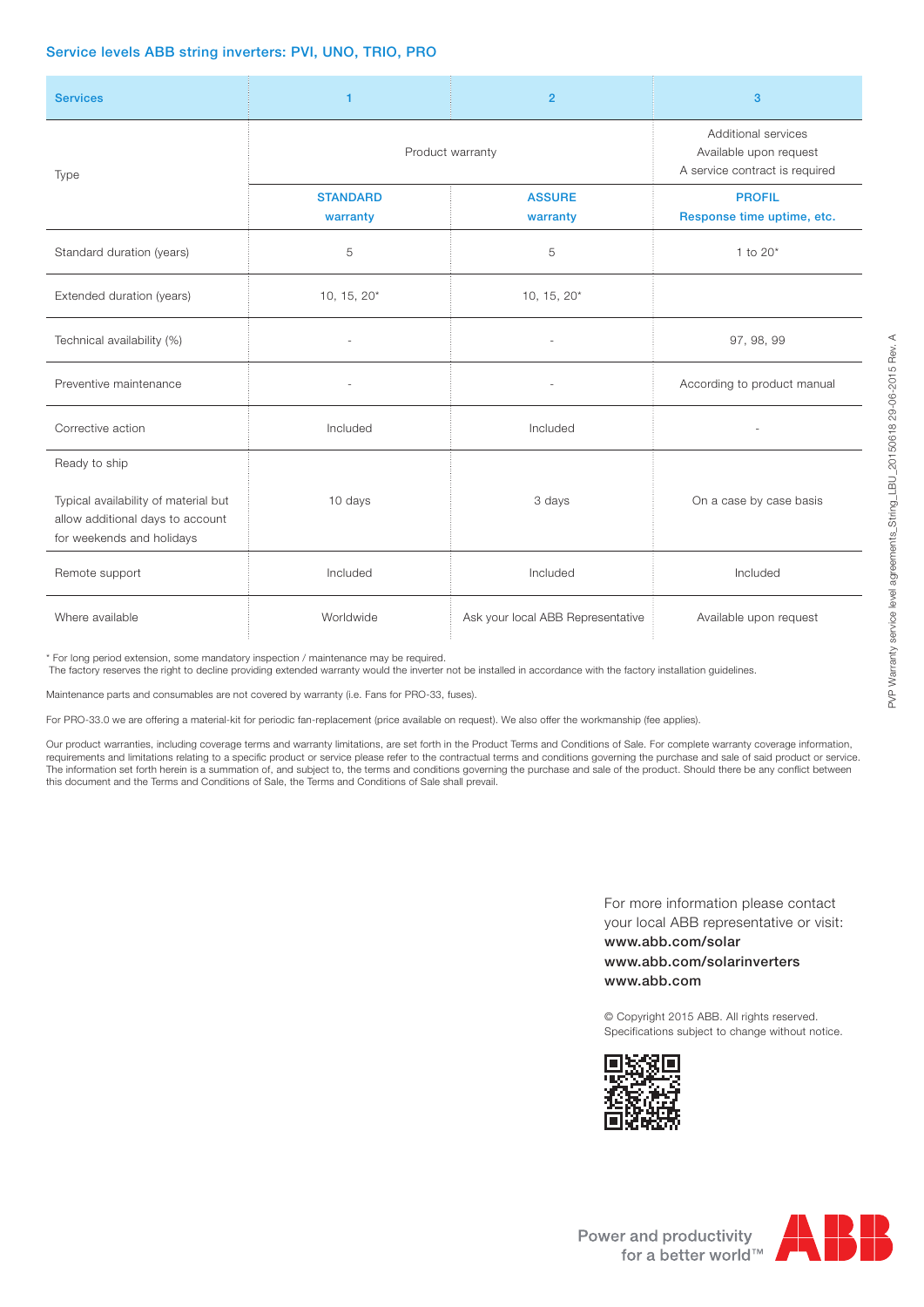## Service levels ABB string inverters: PVI, UNO, TRIO, PRO

| Services | 1 | 2 | 3 |
|---|---|---|---|
| Type | Product warranty | | Additional services Available upon request A service contract is required |
| | **STANDARD warranty** | **ASSURE warranty** | **PROFIL Response time uptime, etc.** |
| Standard duration (years) | 5 | 5 | 1 to 20* |
| Extended duration (years) | 10, 15, 20* | 10, 15, 20* | |
| Technical availability (%) | - | - | 97, 98, 99 |
| Preventive maintenance | - | - | According to product manual |
| Corrective action | Included | Included | - |
| Ready to ship<br><br>Typical availability of material but allow additional days to account for weekends and holidays | 10 days | 3 days | On a case by case basis |
| Remote support | Included | Included | Included |
| Where available | Worldwide | Ask your local ABB Representative | Available upon request |

\* For long period extension, some mandatory inspection / maintenance may be required.
The factory reserves the right to decline providing extended warranty would the inverter not be installed in accordance with the factory installation guidelines.

Maintenance parts and consumables are not covered by warranty (i.e. Fans for PRO-33, fuses).

For PRO-33.0 we are offering a material-kit for periodic fan-replacement (price available on request). We also offer the workmanship (fee applies).

Our product warranties, including coverage terms and warranty limitations, are set forth in the Product Terms and Conditions of Sale. For complete warranty coverage information, requirements and limitations relating to a specific product or service please refer to the contractual terms and conditions governing the purchase and sale of said product or service. The information set forth herein is a summation of, and subject to, the terms and conditions governing the purchase and sale of the product. Should there be any conflict between this document and the Terms and Conditions of Sale, the Terms and Conditions of Sale shall prevail.

For more information please contact your local ABB representative or visit:
**www.abb.com/solar**
**www.abb.com/solarinverters**
**www.abb.com**

© Copyright 2015 ABB. All rights reserved.
Specifications subject to change without notice.

PVP Warranty service level agreements_String_LBU_20150618 29-06-2015 Rev. A

Power and productivity for a better world™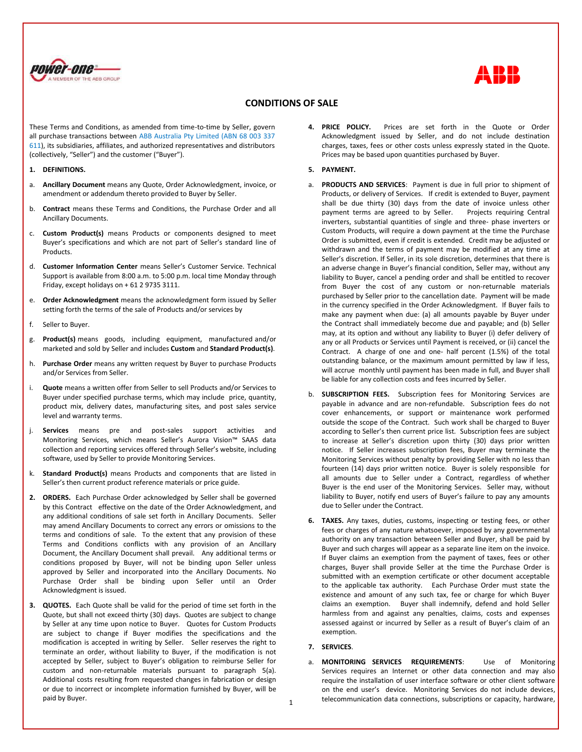# CONDITIONS OF SALE

These Terms and Conditions, as amended from time-to-time by Seller, govern all purchase transactions between ABB Australia Pty Limited (ABN 68 003 337 611), its subsidiaries, affiliates, and authorized representatives and distributors (collectively, "Seller") and the customer ("Buyer").

**1. DEFINITIONS.**

a. **Ancillary Document** means any Quote, Order Acknowledgment, invoice, or amendment or addendum thereto provided to Buyer by Seller.

b. **Contract** means these Terms and Conditions, the Purchase Order and all Ancillary Documents.

c. **Custom Product(s)** means Products or components designed to meet Buyer's specifications and which are not part of Seller's standard line of Products.

d. **Customer Information Center** means Seller's Customer Service. Technical Support is available from 8:00 a.m. to 5:00 p.m. local time Monday through Friday, except holidays on + 61 2 9735 3111.

e. **Order Acknowledgment** means the acknowledgment form issued by Seller setting forth the terms of the sale of Products and/or services by

f. Seller to Buyer.

g. **Product(s)** means goods, including equipment, manufactured and/or marketed and sold by Seller and includes **Custom** and **Standard Product(s)**.

h. **Purchase Order** means any written request by Buyer to purchase Products and/or Services from Seller.

i. **Quote** means a written offer from Seller to sell Products and/or Services to Buyer under specified purchase terms, which may include price, quantity, product mix, delivery dates, manufacturing sites, and post sales service level and warranty terms.

j. **Services** means pre and post-sales support activities and Monitoring Services, which means Seller's Aurora Vision™ SAAS data collection and reporting services offered through Seller's website, including software, used by Seller to provide Monitoring Services.

k. **Standard Product(s)** means Products and components that are listed in Seller's then current product reference materials or price guide.

**2. ORDERS.** Each Purchase Order acknowledged by Seller shall be governed by this Contract effective on the date of the Order Acknowledgment, and any additional conditions of sale set forth in Ancillary Documents. Seller may amend Ancillary Documents to correct any errors or omissions to the terms and conditions of sale. To the extent that any provision of these Terms and Conditions conflicts with any provision of an Ancillary Document, the Ancillary Document shall prevail. Any additional terms or conditions proposed by Buyer, will not be binding upon Seller unless approved by Seller and incorporated into the Ancillary Documents. No Purchase Order shall be binding upon Seller until an Order Acknowledgment is issued.

**3. QUOTES.** Each Quote shall be valid for the period of time set forth in the Quote, but shall not exceed thirty (30) days. Quotes are subject to change by Seller at any time upon notice to Buyer. Quotes for Custom Products are subject to change if Buyer modifies the specifications and the modification is accepted in writing by Seller. Seller reserves the right to terminate an order, without liability to Buyer, if the modification is not accepted by Seller, subject to Buyer's obligation to reimburse Seller for custom and non-returnable materials pursuant to paragraph 5(a). Additional costs resulting from requested changes in fabrication or design or due to incorrect or incomplete information furnished by Buyer, will be paid by Buyer.

**4. PRICE POLICY.** Prices are set forth in the Quote or Order Acknowledgment issued by Seller, and do not include destination charges, taxes, fees or other costs unless expressly stated in the Quote. Prices may be based upon quantities purchased by Buyer.

**5. PAYMENT.**

a. **PRODUCTS AND SERVICES**: Payment is due in full prior to shipment of Products, or delivery of Services. If credit is extended to Buyer, payment shall be due thirty (30) days from the date of invoice unless other payment terms are agreed to by Seller. Projects requiring Central inverters, substantial quantities of single and three- phase inverters or Custom Products, will require a down payment at the time the Purchase Order is submitted, even if credit is extended. Credit may be adjusted or withdrawn and the terms of payment may be modified at any time at Seller's discretion. If Seller, in its sole discretion, determines that there is an adverse change in Buyer's financial condition, Seller may, without any liability to Buyer, cancel a pending order and shall be entitled to recover from Buyer the cost of any custom or non-returnable materials purchased by Seller prior to the cancellation date. Payment will be made in the currency specified in the Order Acknowledgment. If Buyer fails to make any payment when due: (a) all amounts payable by Buyer under the Contract shall immediately become due and payable; and (b) Seller may, at its option and without any liability to Buyer (i) defer delivery of any or all Products or Services until Payment is received, or (ii) cancel the Contract. A charge of one and one- half percent (1.5%) of the total outstanding balance, or the maximum amount permitted by law if less, will accrue monthly until payment has been made in full, and Buyer shall be liable for any collection costs and fees incurred by Seller.

b. **SUBSCRIPTION FEES.** Subscription fees for Monitoring Services are payable in advance and are non-refundable. Subscription fees do not cover enhancements, or support or maintenance work performed outside the scope of the Contract. Such work shall be charged to Buyer according to Seller's then current price list. Subscription fees are subject to increase at Seller's discretion upon thirty (30) days prior written notice. If Seller increases subscription fees, Buyer may terminate the Monitoring Services without penalty by providing Seller with no less than fourteen (14) days prior written notice. Buyer is solely responsible for all amounts due to Seller under a Contract, regardless of whether Buyer is the end user of the Monitoring Services. Seller may, without liability to Buyer, notify end users of Buyer's failure to pay any amounts due to Seller under the Contract.

**6. TAXES.** Any taxes, duties, customs, inspecting or testing fees, or other fees or charges of any nature whatsoever, imposed by any governmental authority on any transaction between Seller and Buyer, shall be paid by Buyer and such charges will appear as a separate line item on the invoice. If Buyer claims an exemption from the payment of taxes, fees or other charges, Buyer shall provide Seller at the time the Purchase Order is submitted with an exemption certificate or other document acceptable to the applicable tax authority. Each Purchase Order must state the existence and amount of any such tax, fee or charge for which Buyer claims an exemption. Buyer shall indemnify, defend and hold Seller harmless from and against any penalties, claims, costs and expenses assessed against or incurred by Seller as a result of Buyer's claim of an exemption.

**7. SERVICES.**

a. **MONITORING SERVICES REQUIREMENTS**: Use of Monitoring Services requires an Internet or other data connection and may also require the installation of user interface software or other client software on the end user's device. Monitoring Services do not include devices, telecommunication data connections, subscriptions or capacity, hardware,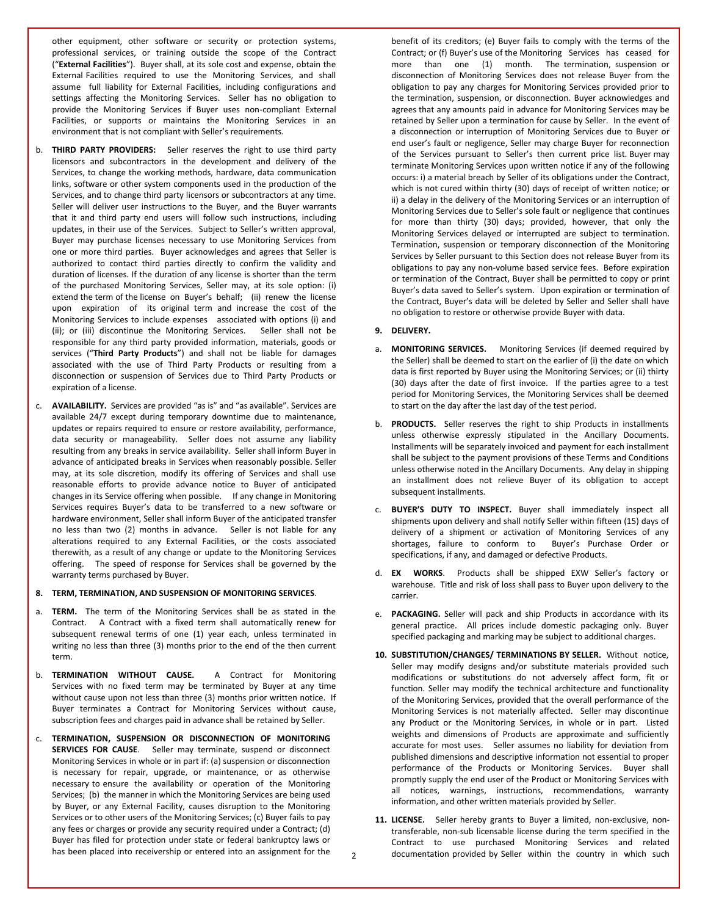other equipment, other software or security or protection systems, professional services, or training outside the scope of the Contract ("**External Facilities**"). Buyer shall, at its sole cost and expense, obtain the External Facilities required to use the Monitoring Services, and shall assume full liability for External Facilities, including configurations and settings affecting the Monitoring Services. Seller has no obligation to provide the Monitoring Services if Buyer uses non-compliant External Facilities, or supports or maintains the Monitoring Services in an environment that is not compliant with Seller's requirements.

b. **THIRD PARTY PROVIDERS:** Seller reserves the right to use third party licensors and subcontractors in the development and delivery of the Services, to change the working methods, hardware, data communication links, software or other system components used in the production of the Services, and to change third party licensors or subcontractors at any time. Seller will deliver user instructions to the Buyer, and the Buyer warrants that it and third party end users will follow such instructions, including updates, in their use of the Services. Subject to Seller's written approval, Buyer may purchase licenses necessary to use Monitoring Services from one or more third parties. Buyer acknowledges and agrees that Seller is authorized to contact third parties directly to confirm the validity and duration of licenses. If the duration of any license is shorter than the term of the purchased Monitoring Services, Seller may, at its sole option: (i) extend the term of the license on Buyer's behalf; (ii) renew the license upon expiration of its original term and increase the cost of the Monitoring Services to include expenses associated with options (i) and (ii); or (iii) discontinue the Monitoring Services. Seller shall not be responsible for any third party provided information, materials, goods or services ("**Third Party Products**") and shall not be liable for damages associated with the use of Third Party Products or resulting from a disconnection or suspension of Services due to Third Party Products or expiration of a license.

c. **AVAILABILITY.** Services are provided "as is" and "as available". Services are available 24/7 except during temporary downtime due to maintenance, updates or repairs required to ensure or restore availability, performance, data security or manageability. Seller does not assume any liability resulting from any breaks in service availability. Seller shall inform Buyer in advance of anticipated breaks in Services when reasonably possible. Seller may, at its sole discretion, modify its offering of Services and shall use reasonable efforts to provide advance notice to Buyer of anticipated changes in its Service offering when possible. If any change in Monitoring Services requires Buyer's data to be transferred to a new software or hardware environment, Seller shall inform Buyer of the anticipated transfer no less than two (2) months in advance. Seller is not liable for any alterations required to any External Facilities, or the costs associated therewith, as a result of any change or update to the Monitoring Services offering. The speed of response for Services shall be governed by the warranty terms purchased by Buyer.

**8. TERM, TERMINATION, AND SUSPENSION OF MONITORING SERVICES**.

a. **TERM.** The term of the Monitoring Services shall be as stated in the Contract. A Contract with a fixed term shall automatically renew for subsequent renewal terms of one (1) year each, unless terminated in writing no less than three (3) months prior to the end of the then current term.

b. **TERMINATION WITHOUT CAUSE.** A Contract for Monitoring Services with no fixed term may be terminated by Buyer at any time without cause upon not less than three (3) months prior written notice. If Buyer terminates a Contract for Monitoring Services without cause, subscription fees and charges paid in advance shall be retained by Seller.

c. **TERMINATION, SUSPENSION OR DISCONNECTION OF MONITORING SERVICES FOR CAUSE**. Seller may terminate, suspend or disconnect Monitoring Services in whole or in part if: (a) suspension or disconnection is necessary for repair, upgrade, or maintenance, or as otherwise necessary to ensure the availability or operation of the Monitoring Services; (b) the manner in which the Monitoring Services are being used by Buyer, or any External Facility, causes disruption to the Monitoring Services or to other users of the Monitoring Services; (c) Buyer fails to pay any fees or charges or provide any security required under a Contract; (d) Buyer has filed for protection under state or federal bankruptcy laws or has been placed into receivership or entered into an assignment for the benefit of its creditors; (e) Buyer fails to comply with the terms of the Contract; or (f) Buyer's use of the Monitoring Services has ceased for more than one (1) month. The termination, suspension or disconnection of Monitoring Services does not release Buyer from the obligation to pay any charges for Monitoring Services provided prior to the termination, suspension, or disconnection. Buyer acknowledges and agrees that any amounts paid in advance for Monitoring Services may be retained by Seller upon a termination for cause by Seller. In the event of a disconnection or interruption of Monitoring Services due to Buyer or end user's fault or negligence, Seller may charge Buyer for reconnection of the Services pursuant to Seller's then current price list. Buyer may terminate Monitoring Services upon written notice if any of the following occurs: i) a material breach by Seller of its obligations under the Contract, which is not cured within thirty (30) days of receipt of written notice; or ii) a delay in the delivery of the Monitoring Services or an interruption of Monitoring Services due to Seller's sole fault or negligence that continues for more than thirty (30) days; provided, however, that only the Monitoring Services delayed or interrupted are subject to termination. Termination, suspension or temporary disconnection of the Monitoring Services by Seller pursuant to this Section does not release Buyer from its obligations to pay any non-volume based service fees. Before expiration or termination of the Contract, Buyer shall be permitted to copy or print Buyer's data saved to Seller's system. Upon expiration or termination of the Contract, Buyer's data will be deleted by Seller and Seller shall have no obligation to restore or otherwise provide Buyer with data.

**9. DELIVERY.**

a. **MONITORING SERVICES.** Monitoring Services (if deemed required by the Seller) shall be deemed to start on the earlier of (i) the date on which data is first reported by Buyer using the Monitoring Services; or (ii) thirty (30) days after the date of first invoice. If the parties agree to a test period for Monitoring Services, the Monitoring Services shall be deemed to start on the day after the last day of the test period.

b. **PRODUCTS.** Seller reserves the right to ship Products in installments unless otherwise expressly stipulated in the Ancillary Documents. Installments will be separately invoiced and payment for each installment shall be subject to the payment provisions of these Terms and Conditions unless otherwise noted in the Ancillary Documents. Any delay in shipping an installment does not relieve Buyer of its obligation to accept subsequent installments.

c. **BUYER'S DUTY TO INSPECT.** Buyer shall immediately inspect all shipments upon delivery and shall notify Seller within fifteen (15) days of delivery of a shipment or activation of Monitoring Services of any shortages, failure to conform to Buyer's Purchase Order or specifications, if any, and damaged or defective Products.

d. **EX WORKS**. Products shall be shipped EXW Seller's factory or warehouse. Title and risk of loss shall pass to Buyer upon delivery to the carrier.

e. **PACKAGING.** Seller will pack and ship Products in accordance with its general practice. All prices include domestic packaging only. Buyer specified packaging and marking may be subject to additional charges.

**10. SUBSTITUTION/CHANGES/ TERMINATIONS BY SELLER.** Without notice, Seller may modify designs and/or substitute materials provided such modifications or substitutions do not adversely affect form, fit or function. Seller may modify the technical architecture and functionality of the Monitoring Services, provided that the overall performance of the Monitoring Services is not materially affected. Seller may discontinue any Product or the Monitoring Services, in whole or in part. Listed weights and dimensions of Products are approximate and sufficiently accurate for most uses. Seller assumes no liability for deviation from published dimensions and descriptive information not essential to proper performance of the Products or Monitoring Services. Buyer shall promptly supply the end user of the Product or Monitoring Services with all notices, warnings, instructions, recommendations, warranty information, and other written materials provided by Seller.

**11. LICENSE.** Seller hereby grants to Buyer a limited, non-exclusive, non-transferable, non-sub licensable license during the term specified in the Contract to use purchased Monitoring Services and related documentation provided by Seller within the country in which such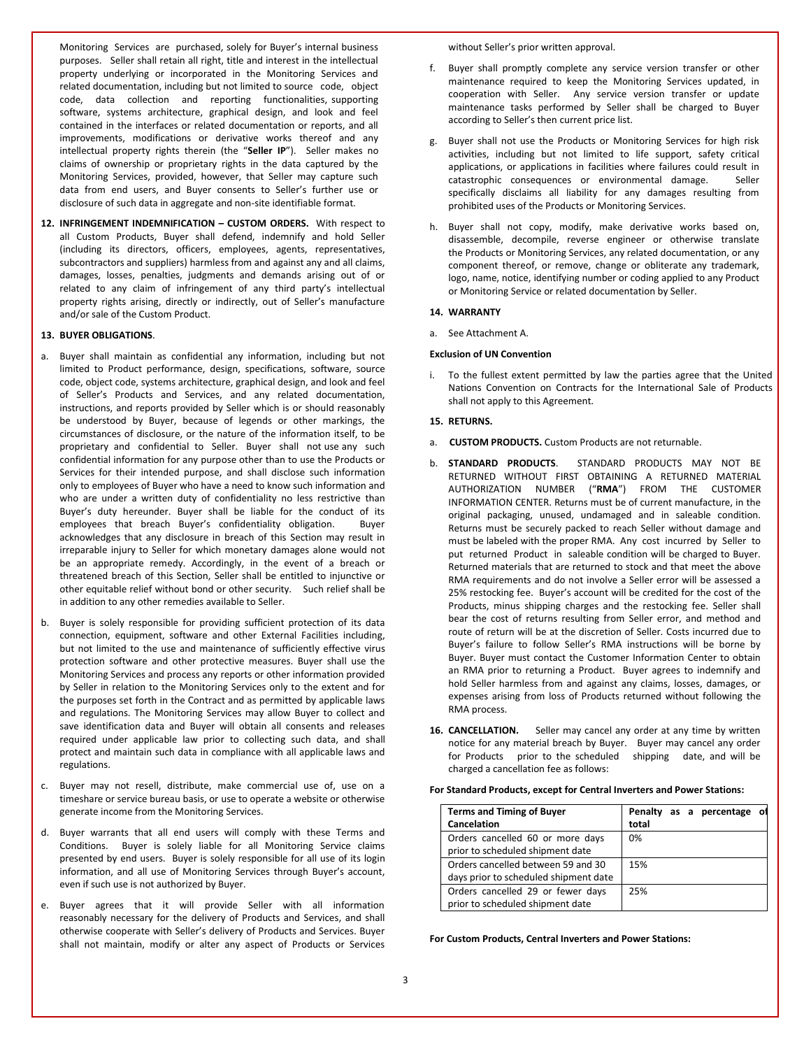Monitoring Services are purchased, solely for Buyer's internal business purposes. Seller shall retain all right, title and interest in the intellectual property underlying or incorporated in the Monitoring Services and related documentation, including but not limited to source code, object code, data collection and reporting functionalities, supporting software, systems architecture, graphical design, and look and feel contained in the interfaces or related documentation or reports, and all improvements, modifications or derivative works thereof and any intellectual property rights therein (the "**Seller IP**"). Seller makes no claims of ownership or proprietary rights in the data captured by the Monitoring Services, provided, however, that Seller may capture such data from end users, and Buyer consents to Seller's further use or disclosure of such data in aggregate and non-site identifiable format.

**12. INFRINGEMENT INDEMNIFICATION – CUSTOM ORDERS.** With respect to all Custom Products, Buyer shall defend, indemnify and hold Seller (including its directors, officers, employees, agents, representatives, subcontractors and suppliers) harmless from and against any and all claims, damages, losses, penalties, judgments and demands arising out of or related to any claim of infringement of any third party's intellectual property rights arising, directly or indirectly, out of Seller's manufacture and/or sale of the Custom Product.

**13. BUYER OBLIGATIONS**.

a. Buyer shall maintain as confidential any information, including but not limited to Product performance, design, specifications, software, source code, object code, systems architecture, graphical design, and look and feel of Seller's Products and Services, and any related documentation, instructions, and reports provided by Seller which is or should reasonably be understood by Buyer, because of legends or other markings, the circumstances of disclosure, or the nature of the information itself, to be proprietary and confidential to Seller. Buyer shall not use any such confidential information for any purpose other than to use the Products or Services for their intended purpose, and shall disclose such information only to employees of Buyer who have a need to know such information and who are under a written duty of confidentiality no less restrictive than Buyer's duty hereunder. Buyer shall be liable for the conduct of its employees that breach Buyer's confidentiality obligation. Buyer acknowledges that any disclosure in breach of this Section may result in irreparable injury to Seller for which monetary damages alone would not be an appropriate remedy. Accordingly, in the event of a breach or threatened breach of this Section, Seller shall be entitled to injunctive or other equitable relief without bond or other security. Such relief shall be in addition to any other remedies available to Seller.

b. Buyer is solely responsible for providing sufficient protection of its data connection, equipment, software and other External Facilities including, but not limited to the use and maintenance of sufficiently effective virus protection software and other protective measures. Buyer shall use the Monitoring Services and process any reports or other information provided by Seller in relation to the Monitoring Services only to the extent and for the purposes set forth in the Contract and as permitted by applicable laws and regulations. The Monitoring Services may allow Buyer to collect and save identification data and Buyer will obtain all consents and releases required under applicable law prior to collecting such data, and shall protect and maintain such data in compliance with all applicable laws and regulations.

c. Buyer may not resell, distribute, make commercial use of, use on a timeshare or service bureau basis, or use to operate a website or otherwise generate income from the Monitoring Services.

d. Buyer warrants that all end users will comply with these Terms and Conditions. Buyer is solely liable for all Monitoring Service claims presented by end users. Buyer is solely responsible for all use of its login information, and all use of Monitoring Services through Buyer's account, even if such use is not authorized by Buyer.

e. Buyer agrees that it will provide Seller with all information reasonably necessary for the delivery of Products and Services, and shall otherwise cooperate with Seller's delivery of Products and Services. Buyer shall not maintain, modify or alter any aspect of Products or Services without Seller's prior written approval.

f. Buyer shall promptly complete any service version transfer or other maintenance required to keep the Monitoring Services updated, in cooperation with Seller. Any service version transfer or update maintenance tasks performed by Seller shall be charged to Buyer according to Seller's then current price list.

g. Buyer shall not use the Products or Monitoring Services for high risk activities, including but not limited to life support, safety critical applications, or applications in facilities where failures could result in catastrophic consequences or environmental damage. Seller specifically disclaims all liability for any damages resulting from prohibited uses of the Products or Monitoring Services.

h. Buyer shall not copy, modify, make derivative works based on, disassemble, decompile, reverse engineer or otherwise translate the Products or Monitoring Services, any related documentation, or any component thereof, or remove, change or obliterate any trademark, logo, name, notice, identifying number or coding applied to any Product or Monitoring Service or related documentation by Seller.

**14. WARRANTY**

a. See Attachment A.

**Exclusion of UN Convention**

i. To the fullest extent permitted by law the parties agree that the United Nations Convention on Contracts for the International Sale of Products shall not apply to this Agreement.

**15. RETURNS.**

a. **CUSTOM PRODUCTS.** Custom Products are not returnable.

b. **STANDARD PRODUCTS**. STANDARD PRODUCTS MAY NOT BE RETURNED WITHOUT FIRST OBTAINING A RETURNED MATERIAL AUTHORIZATION NUMBER ("**RMA**") FROM THE CUSTOMER INFORMATION CENTER. Returns must be of current manufacture, in the original packaging, unused, undamaged and in saleable condition. Returns must be securely packed to reach Seller without damage and must be labeled with the proper RMA. Any cost incurred by Seller to put returned Product in saleable condition will be charged to Buyer. Returned materials that are returned to stock and that meet the above RMA requirements and do not involve a Seller error will be assessed a 25% restocking fee. Buyer's account will be credited for the cost of the Products, minus shipping charges and the restocking fee. Seller shall bear the cost of returns resulting from Seller error, and method and route of return will be at the discretion of Seller. Costs incurred due to Buyer's failure to follow Seller's RMA instructions will be borne by Buyer. Buyer must contact the Customer Information Center to obtain an RMA prior to returning a Product. Buyer agrees to indemnify and hold Seller harmless from and against any claims, losses, damages, or expenses arising from loss of Products returned without following the RMA process.

**16. CANCELLATION.** Seller may cancel any order at any time by written notice for any material breach by Buyer. Buyer may cancel any order for Products prior to the scheduled shipping date, and will be charged a cancellation fee as follows:

**For Standard Products, except for Central Inverters and Power Stations:**

| Terms and Timing of Buyer Cancelation | Penalty as a percentage of total |
|---|---|
| Orders cancelled 60 or more days prior to scheduled shipment date | 0% |
| Orders cancelled between 59 and 30 days prior to scheduled shipment date | 15% |
| Orders cancelled 29 or fewer days prior to scheduled shipment date | 25% |

**For Custom Products, Central Inverters and Power Stations:**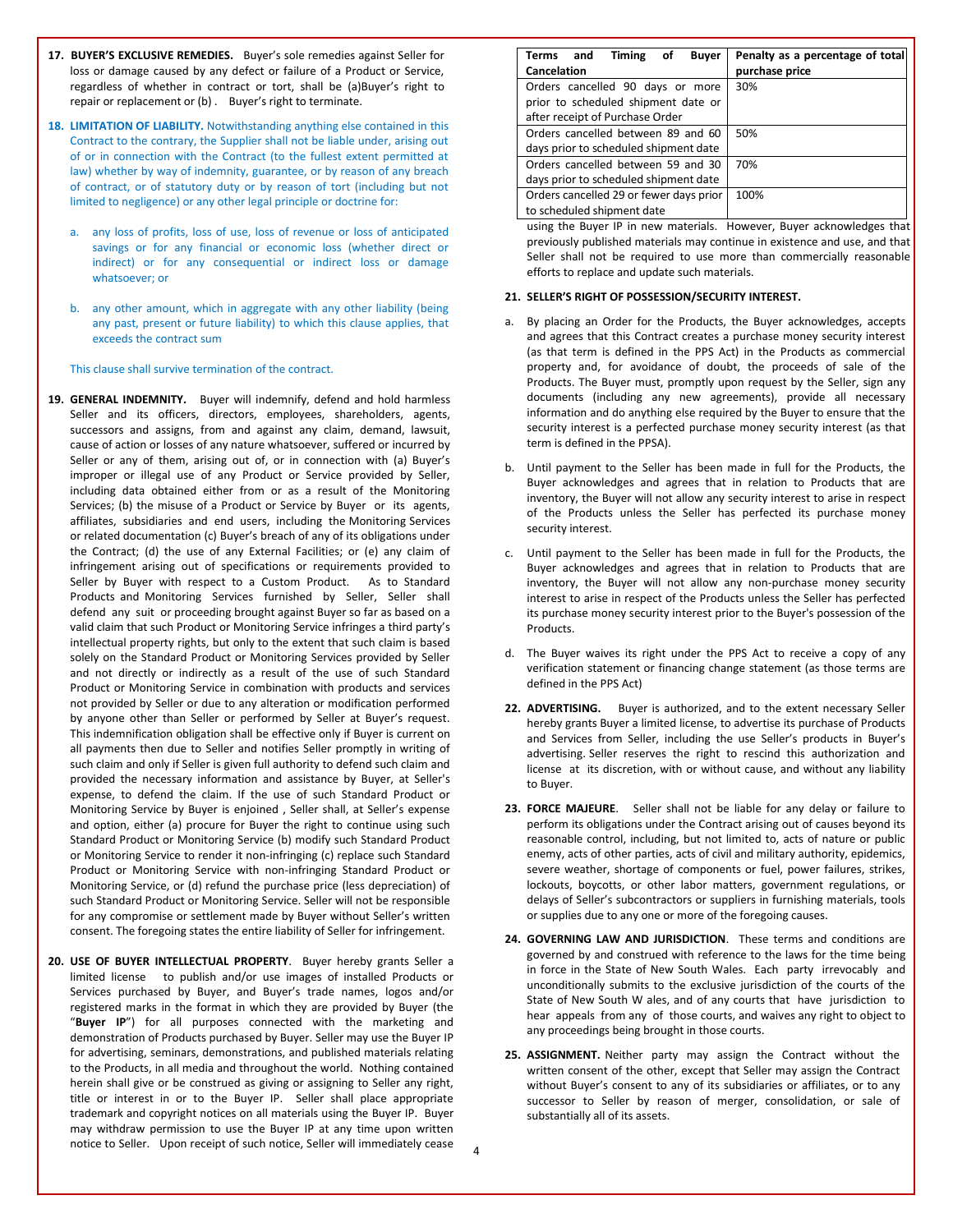**17. BUYER'S EXCLUSIVE REMEDIES.** Buyer's sole remedies against Seller for loss or damage caused by any defect or failure of a Product or Service, regardless of whether in contract or tort, shall be (a)Buyer's right to repair or replacement or (b) . Buyer's right to terminate.

**18. LIMITATION OF LIABILITY.** Notwithstanding anything else contained in this Contract to the contrary, the Supplier shall not be liable under, arising out of or in connection with the Contract (to the fullest extent permitted at law) whether by way of indemnity, guarantee, or by reason of any breach of contract, or of statutory duty or by reason of tort (including but not limited to negligence) or any other legal principle or doctrine for:

a. any loss of profits, loss of use, loss of revenue or loss of anticipated savings or for any financial or economic loss (whether direct or indirect) or for any consequential or indirect loss or damage whatsoever; or

b. any other amount, which in aggregate with any other liability (being any past, present or future liability) to which this clause applies, that exceeds the contract sum

This clause shall survive termination of the contract.

**19. GENERAL INDEMNITY.** Buyer will indemnify, defend and hold harmless Seller and its officers, directors, employees, shareholders, agents, successors and assigns, from and against any claim, demand, lawsuit, cause of action or losses of any nature whatsoever, suffered or incurred by Seller or any of them, arising out of, or in connection with (a) Buyer's improper or illegal use of any Product or Service provided by Seller, including data obtained either from or as a result of the Monitoring Services; (b) the misuse of a Product or Service by Buyer or its agents, affiliates, subsidiaries and end users, including the Monitoring Services or related documentation (c) Buyer's breach of any of its obligations under the Contract; (d) the use of any External Facilities; or (e) any claim of infringement arising out of specifications or requirements provided to Seller by Buyer with respect to a Custom Product. As to Standard Products and Monitoring Services furnished by Seller, Seller shall defend any suit or proceeding brought against Buyer so far as based on a valid claim that such Product or Monitoring Service infringes a third party's intellectual property rights, but only to the extent that such claim is based solely on the Standard Product or Monitoring Services provided by Seller and not directly or indirectly as a result of the use of such Standard Product or Monitoring Service in combination with products and services not provided by Seller or due to any alteration or modification performed by anyone other than Seller or performed by Seller at Buyer's request. This indemnification obligation shall be effective only if Buyer is current on all payments then due to Seller and notifies Seller promptly in writing of such claim and only if Seller is given full authority to defend such claim and provided the necessary information and assistance by Buyer, at Seller's expense, to defend the claim. If the use of such Standard Product or Monitoring Service by Buyer is enjoined , Seller shall, at Seller's expense and option, either (a) procure for Buyer the right to continue using such Standard Product or Monitoring Service (b) modify such Standard Product or Monitoring Service to render it non-infringing (c) replace such Standard Product or Monitoring Service with non-infringing Standard Product or Monitoring Service, or (d) refund the purchase price (less depreciation) of such Standard Product or Monitoring Service. Seller will not be responsible for any compromise or settlement made by Buyer without Seller's written consent. The foregoing states the entire liability of Seller for infringement.

**20. USE OF BUYER INTELLECTUAL PROPERTY.** Buyer hereby grants Seller a limited license to publish and/or use images of installed Products or Services purchased by Buyer, and Buyer's trade names, logos and/or registered marks in the format in which they are provided by Buyer (the "**Buyer IP**") for all purposes connected with the marketing and demonstration of Products purchased by Buyer. Seller may use the Buyer IP for advertising, seminars, demonstrations, and published materials relating to the Products, in all media and throughout the world. Nothing contained herein shall give or be construed as giving or assigning to Seller any right, title or interest in or to the Buyer IP. Seller shall place appropriate trademark and copyright notices on all materials using the Buyer IP. Buyer may withdraw permission to use the Buyer IP at any time upon written notice to Seller. Upon receipt of such notice, Seller will immediately cease using the Buyer IP in new materials. However, Buyer acknowledges that previously published materials may continue in existence and use, and that Seller shall not be required to use more than commercially reasonable efforts to replace and update such materials.

| Terms and Timing of Buyer Cancelation | Penalty as a percentage of total purchase price |
|---|---|
| Orders cancelled 90 days or more prior to scheduled shipment date or after receipt of Purchase Order | 30% |
| Orders cancelled between 89 and 60 days prior to scheduled shipment date | 50% |
| Orders cancelled between 59 and 30 days prior to scheduled shipment date | 70% |
| Orders cancelled 29 or fewer days prior to scheduled shipment date | 100% |

**21. SELLER'S RIGHT OF POSSESSION/SECURITY INTEREST.**

a. By placing an Order for the Products, the Buyer acknowledges, accepts and agrees that this Contract creates a purchase money security interest (as that term is defined in the PPS Act) in the Products as commercial property and, for avoidance of doubt, the proceeds of sale of the Products. The Buyer must, promptly upon request by the Seller, sign any documents (including any new agreements), provide all necessary information and do anything else required by the Buyer to ensure that the security interest is a perfected purchase money security interest (as that term is defined in the PPSA).

b. Until payment to the Seller has been made in full for the Products, the Buyer acknowledges and agrees that in relation to Products that are inventory, the Buyer will not allow any security interest to arise in respect of the Products unless the Seller has perfected its purchase money security interest.

c. Until payment to the Seller has been made in full for the Products, the Buyer acknowledges and agrees that in relation to Products that are inventory, the Buyer will not allow any non-purchase money security interest to arise in respect of the Products unless the Seller has perfected its purchase money security interest prior to the Buyer's possession of the Products.

d. The Buyer waives its right under the PPS Act to receive a copy of any verification statement or financing change statement (as those terms are defined in the PPS Act)

**22. ADVERTISING.** Buyer is authorized, and to the extent necessary Seller hereby grants Buyer a limited license, to advertise its purchase of Products and Services from Seller, including the use Seller's products in Buyer's advertising. Seller reserves the right to rescind this authorization and license at its discretion, with or without cause, and without any liability to Buyer.

**23. FORCE MAJEURE**. Seller shall not be liable for any delay or failure to perform its obligations under the Contract arising out of causes beyond its reasonable control, including, but not limited to, acts of nature or public enemy, acts of other parties, acts of civil and military authority, epidemics, severe weather, shortage of components or fuel, power failures, strikes, lockouts, boycotts, or other labor matters, government regulations, or delays of Seller's subcontractors or suppliers in furnishing materials, tools or supplies due to any one or more of the foregoing causes.

**24. GOVERNING LAW AND JURISDICTION**. These terms and conditions are governed by and construed with reference to the laws for the time being in force in the State of New South Wales. Each party irrevocably and unconditionally submits to the exclusive jurisdiction of the courts of the State of New South W ales, and of any courts that have jurisdiction to hear appeals from any of those courts, and waives any right to object to any proceedings being brought in those courts.

**25. ASSIGNMENT.** Neither party may assign the Contract without the written consent of the other, except that Seller may assign the Contract without Buyer's consent to any of its subsidiaries or affiliates, or to any successor to Seller by reason of merger, consolidation, or sale of substantially all of its assets.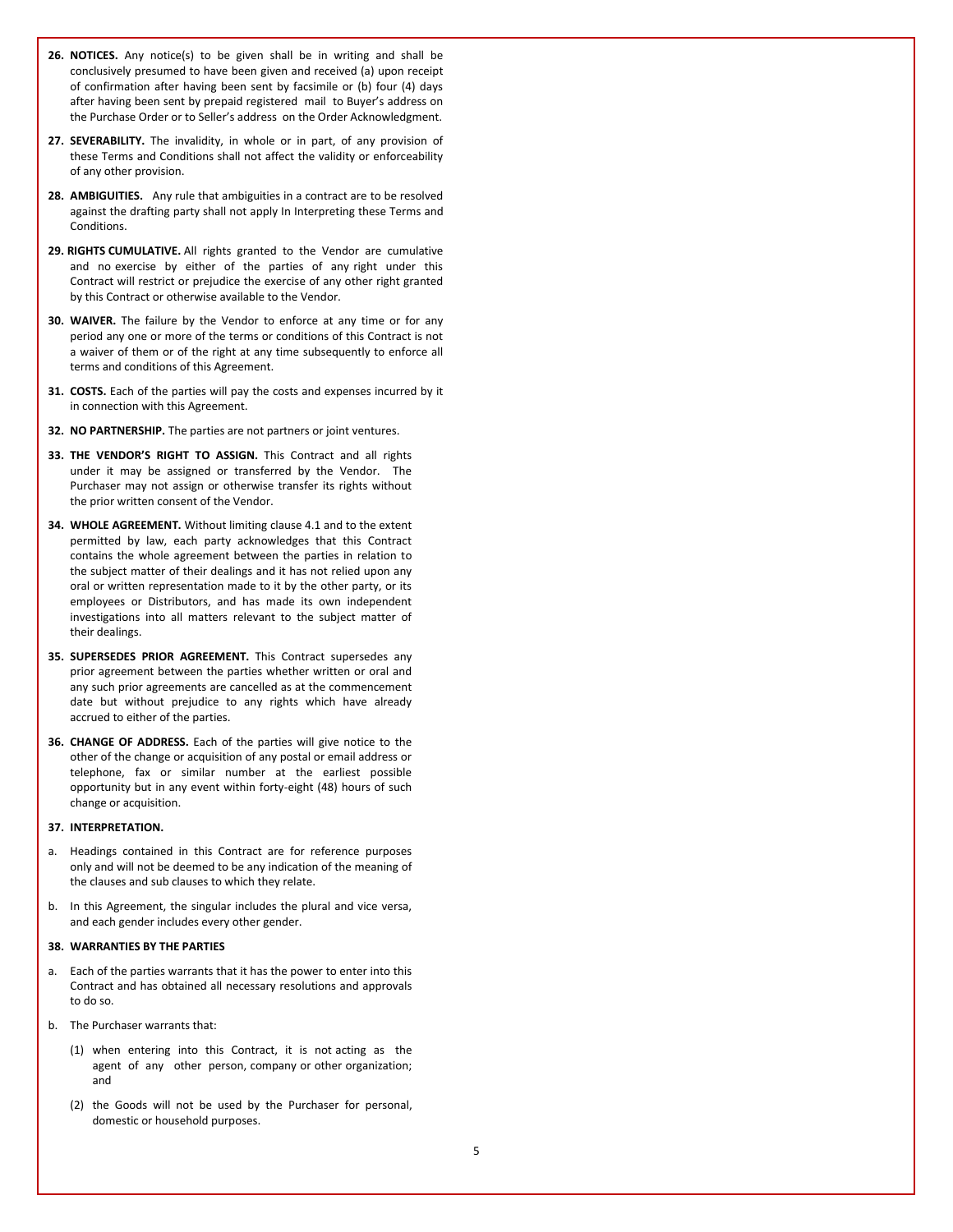**26. NOTICES.** Any notice(s) to be given shall be in writing and shall be conclusively presumed to have been given and received (a) upon receipt of confirmation after having been sent by facsimile or (b) four (4) days after having been sent by prepaid registered mail to Buyer's address on the Purchase Order or to Seller's address on the Order Acknowledgment.

**27. SEVERABILITY.** The invalidity, in whole or in part, of any provision of these Terms and Conditions shall not affect the validity or enforceability of any other provision.

**28. AMBIGUITIES.** Any rule that ambiguities in a contract are to be resolved against the drafting party shall not apply In Interpreting these Terms and Conditions.

**29. RIGHTS CUMULATIVE.** All rights granted to the Vendor are cumulative and no exercise by either of the parties of any right under this Contract will restrict or prejudice the exercise of any other right granted by this Contract or otherwise available to the Vendor.

**30. WAIVER.** The failure by the Vendor to enforce at any time or for any period any one or more of the terms or conditions of this Contract is not a waiver of them or of the right at any time subsequently to enforce all terms and conditions of this Agreement.

**31. COSTS.** Each of the parties will pay the costs and expenses incurred by it in connection with this Agreement.

**32. NO PARTNERSHIP.** The parties are not partners or joint ventures.

**33. THE VENDOR'S RIGHT TO ASSIGN.** This Contract and all rights under it may be assigned or transferred by the Vendor. The Purchaser may not assign or otherwise transfer its rights without the prior written consent of the Vendor.

**34. WHOLE AGREEMENT.** Without limiting clause 4.1 and to the extent permitted by law, each party acknowledges that this Contract contains the whole agreement between the parties in relation to the subject matter of their dealings and it has not relied upon any oral or written representation made to it by the other party, or its employees or Distributors, and has made its own independent investigations into all matters relevant to the subject matter of their dealings.

**35. SUPERSEDES PRIOR AGREEMENT.** This Contract supersedes any prior agreement between the parties whether written or oral and any such prior agreements are cancelled as at the commencement date but without prejudice to any rights which have already accrued to either of the parties.

**36. CHANGE OF ADDRESS.** Each of the parties will give notice to the other of the change or acquisition of any postal or email address or telephone, fax or similar number at the earliest possible opportunity but in any event within forty-eight (48) hours of such change or acquisition.

**37. INTERPRETATION.**

a. Headings contained in this Contract are for reference purposes only and will not be deemed to be any indication of the meaning of the clauses and sub clauses to which they relate.

b. In this Agreement, the singular includes the plural and vice versa, and each gender includes every other gender.

**38. WARRANTIES BY THE PARTIES**

a. Each of the parties warrants that it has the power to enter into this Contract and has obtained all necessary resolutions and approvals to do so.

b. The Purchaser warrants that:

(1) when entering into this Contract, it is not acting as the agent of any other person, company or other organization; and

(2) the Goods will not be used by the Purchaser for personal, domestic or household purposes.